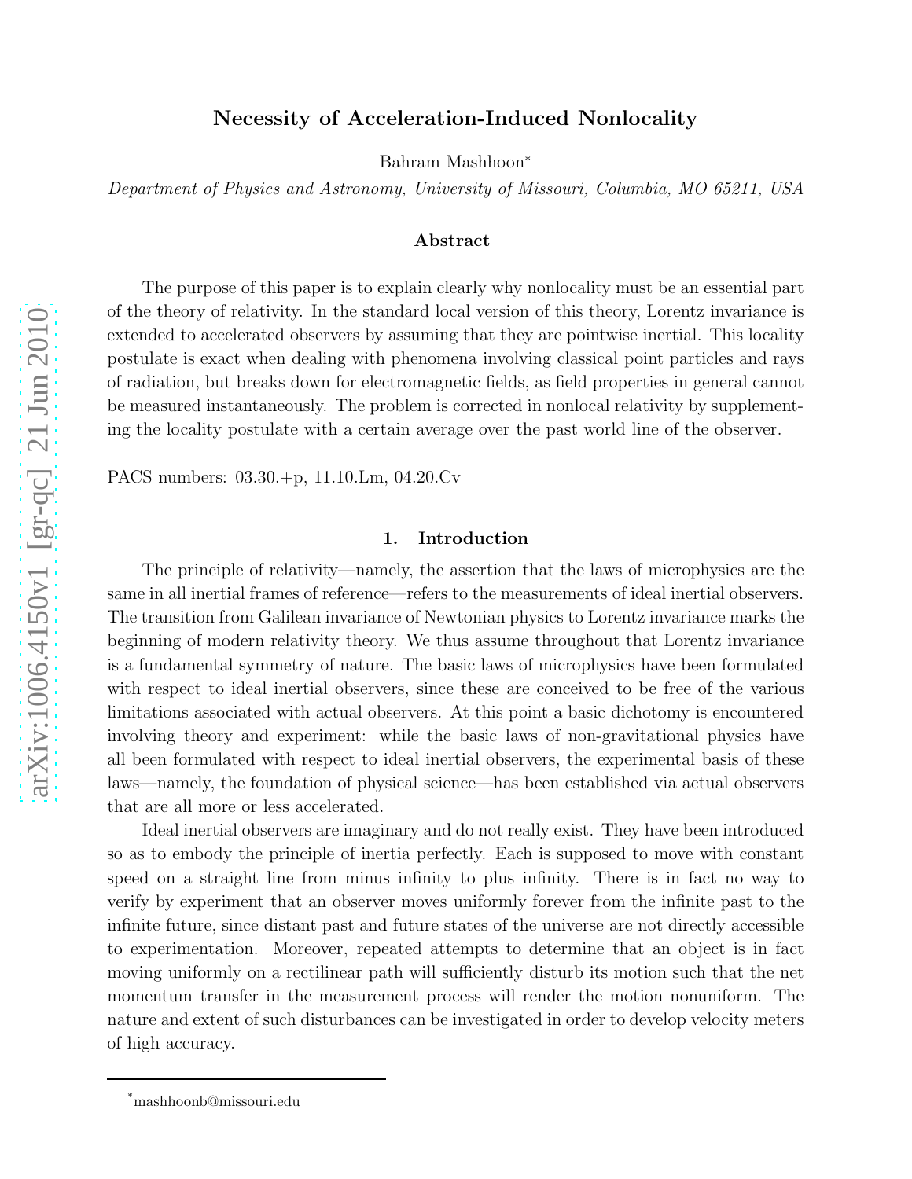# Necessity of Acceleration-Induced Nonlocality

Bahram Mashhoon*

*Department of Physics and Astronomy, University of Missouri, Columbia, MO 65211, USA*

### Abstract

The purpose of this paper is to explain clearly why nonlocality must be an essential part of the theory of relativity. In the standard local version of this theory, Lorentz invariance is extended to accelerated observers by assuming that they are pointwise inertial. This locality postulate is exact when dealing with phenomena involving classical point particles and rays of radiation, but breaks down for electromagnetic fields, as field properties in general cannot be measured instantaneously. The problem is corrected in nonlocal relativity by supplementing the locality postulate with a certain average over the past world line of the observer.

PACS numbers: 03.30.+p, 11.10.Lm, 04.20.Cv

## 1. Introduction

The principle of relativity—namely, the assertion that the laws of microphysics are the same in all inertial frames of reference—refers to the measurements of ideal inertial observers. The transition from Galilean invariance of Newtonian physics to Lorentz invariance marks the beginning of modern relativity theory. We thus assume throughout that Lorentz invariance is a fundamental symmetry of nature. The basic laws of microphysics have been formulated with respect to ideal inertial observers, since these are conceived to be free of the various limitations associated with actual observers. At this point a basic dichotomy is encountered involving theory and experiment: while the basic laws of non-gravitational physics have all been formulated with respect to ideal inertial observers, the experimental basis of these laws—namely, the foundation of physical science—has been established via actual observers that are all more or less accelerated.

Ideal inertial observers are imaginary and do not really exist. They have been introduced so as to embody the principle of inertia perfectly. Each is supposed to move with constant speed on a straight line from minus infinity to plus infinity. There is in fact no way to verify by experiment that an observer moves uniformly forever from the infinite past to the infinite future, since distant past and future states of the universe are not directly accessible to experimentation. Moreover, repeated attempts to determine that an object is in fact moving uniformly on a rectilinear path will sufficiently disturb its motion such that the net momentum transfer in the measurement process will render the motion nonuniform. The nature and extent of such disturbances can be investigated in order to develop velocity meters of high accuracy.

---

*mashhoonb@missouri.edu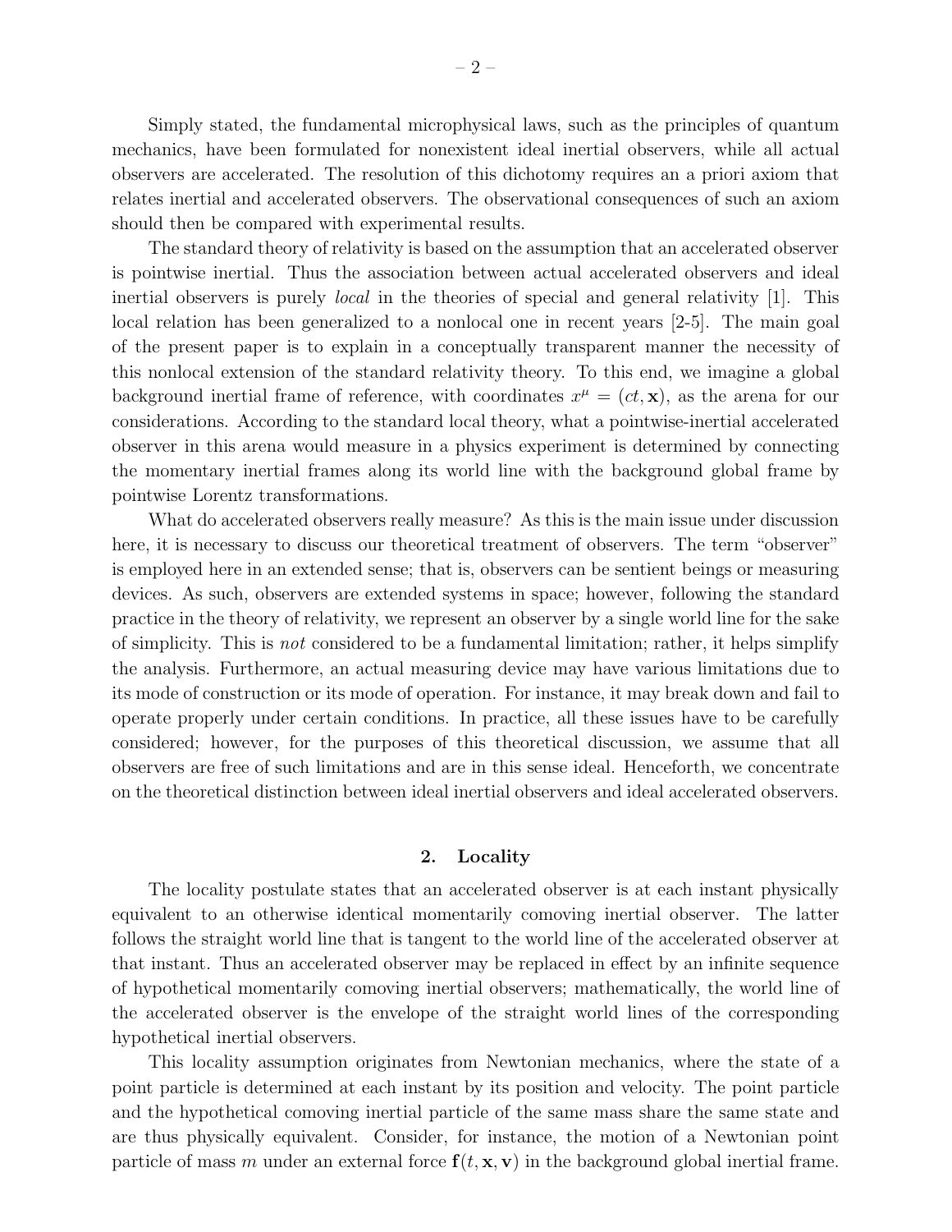Simply stated, the fundamental microphysical laws, such as the principles of quantum mechanics, have been formulated for nonexistent ideal inertial observers, while all actual observers are accelerated. The resolution of this dichotomy requires an a priori axiom that relates inertial and accelerated observers. The observational consequences of such an axiom should then be compared with experimental results.

The standard theory of relativity is based on the assumption that an accelerated observer is pointwise inertial. Thus the association between actual accelerated observers and ideal inertial observers is purely *local* in the theories of special and general relativity [1]. This local relation has been generalized to a nonlocal one in recent years [2-5]. The main goal of the present paper is to explain in a conceptually transparent manner the necessity of this nonlocal extension of the standard relativity theory. To this end, we imagine a global background inertial frame of reference, with coordinates $x^\mu = (ct, \mathbf{x})$, as the arena for our considerations. According to the standard local theory, what a pointwise-inertial accelerated observer in this arena would measure in a physics experiment is determined by connecting the momentary inertial frames along its world line with the background global frame by pointwise Lorentz transformations.

What do accelerated observers really measure? As this is the main issue under discussion here, it is necessary to discuss our theoretical treatment of observers. The term "observer" is employed here in an extended sense; that is, observers can be sentient beings or measuring devices. As such, observers are extended systems in space; however, following the standard practice in the theory of relativity, we represent an observer by a single world line for the sake of simplicity. This is *not* considered to be a fundamental limitation; rather, it helps simplify the analysis. Furthermore, an actual measuring device may have various limitations due to its mode of construction or its mode of operation. For instance, it may break down and fail to operate properly under certain conditions. In practice, all these issues have to be carefully considered; however, for the purposes of this theoretical discussion, we assume that all observers are free of such limitations and are in this sense ideal. Henceforth, we concentrate on the theoretical distinction between ideal inertial observers and ideal accelerated observers.

## 2. Locality

The locality postulate states that an accelerated observer is at each instant physically equivalent to an otherwise identical momentarily comoving inertial observer. The latter follows the straight world line that is tangent to the world line of the accelerated observer at that instant. Thus an accelerated observer may be replaced in effect by an infinite sequence of hypothetical momentarily comoving inertial observers; mathematically, the world line of the accelerated observer is the envelope of the straight world lines of the corresponding hypothetical inertial observers.

This locality assumption originates from Newtonian mechanics, where the state of a point particle is determined at each instant by its position and velocity. The point particle and the hypothetical comoving inertial particle of the same mass share the same state and are thus physically equivalent. Consider, for instance, the motion of a Newtonian point particle of mass $m$ under an external force $\mathbf{f}(t, \mathbf{x}, \mathbf{v})$ in the background global inertial frame.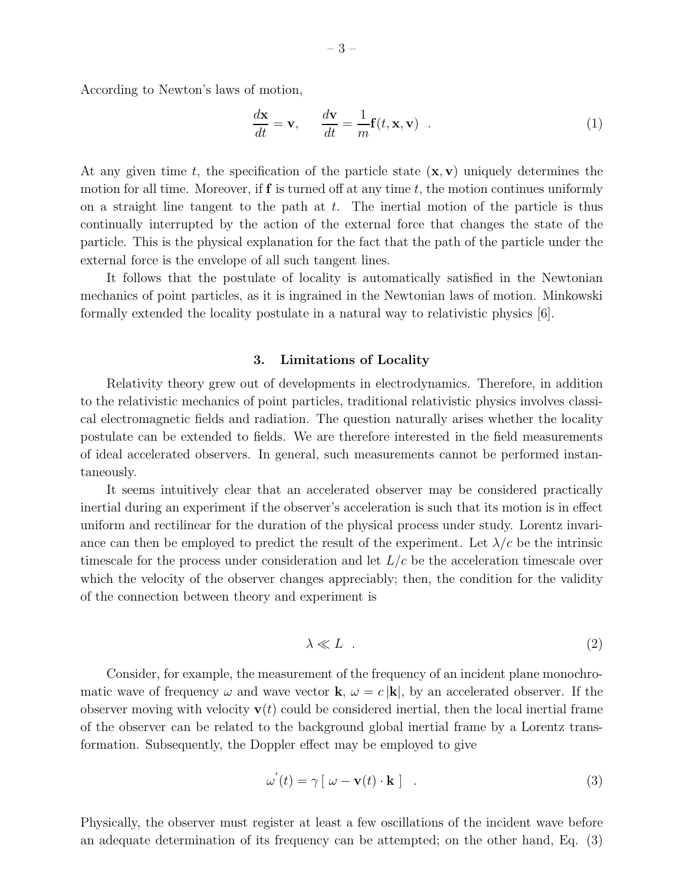According to Newton's laws of motion,

$$\frac{d\mathbf{x}}{dt} = \mathbf{v}, \qquad \frac{d\mathbf{v}}{dt} = \frac{1}{m}\mathbf{f}(t, \mathbf{x}, \mathbf{v}) \quad . \tag{1}$$

At any given time $t$, the specification of the particle state $(\mathbf{x}, \mathbf{v})$ uniquely determines the motion for all time. Moreover, if $\mathbf{f}$ is turned off at any time $t$, the motion continues uniformly on a straight line tangent to the path at $t$. The inertial motion of the particle is thus continually interrupted by the action of the external force that changes the state of the particle. This is the physical explanation for the fact that the path of the particle under the external force is the envelope of all such tangent lines.

It follows that the postulate of locality is automatically satisfied in the Newtonian mechanics of point particles, as it is ingrained in the Newtonian laws of motion. Minkowski formally extended the locality postulate in a natural way to relativistic physics [6].

## 3. Limitations of Locality

Relativity theory grew out of developments in electrodynamics. Therefore, in addition to the relativistic mechanics of point particles, traditional relativistic physics involves classical electromagnetic fields and radiation. The question naturally arises whether the locality postulate can be extended to fields. We are therefore interested in the field measurements of ideal accelerated observers. In general, such measurements cannot be performed instantaneously.

It seems intuitively clear that an accelerated observer may be considered practically inertial during an experiment if the observer's acceleration is such that its motion is in effect uniform and rectilinear for the duration of the physical process under study. Lorentz invariance can then be employed to predict the result of the experiment. Let $\lambda/c$ be the intrinsic timescale for the process under consideration and let $L/c$ be the acceleration timescale over which the velocity of the observer changes appreciably; then, the condition for the validity of the connection between theory and experiment is

$$\lambda \ll L \quad . \tag{2}$$

Consider, for example, the measurement of the frequency of an incident plane monochromatic wave of frequency $\omega$ and wave vector $\mathbf{k}$, $\omega = c\,|\mathbf{k}|$, by an accelerated observer. If the observer moving with velocity $\mathbf{v}(t)$ could be considered inertial, then the local inertial frame of the observer can be related to the background global inertial frame by a Lorentz transformation. Subsequently, the Doppler effect may be employed to give

$$\omega^{'}(t) = \gamma\,[\,\omega - \mathbf{v}(t)\cdot\mathbf{k}\,] \quad . \tag{3}$$

Physically, the observer must register at least a few oscillations of the incident wave before an adequate determination of its frequency can be attempted; on the other hand, Eq. (3)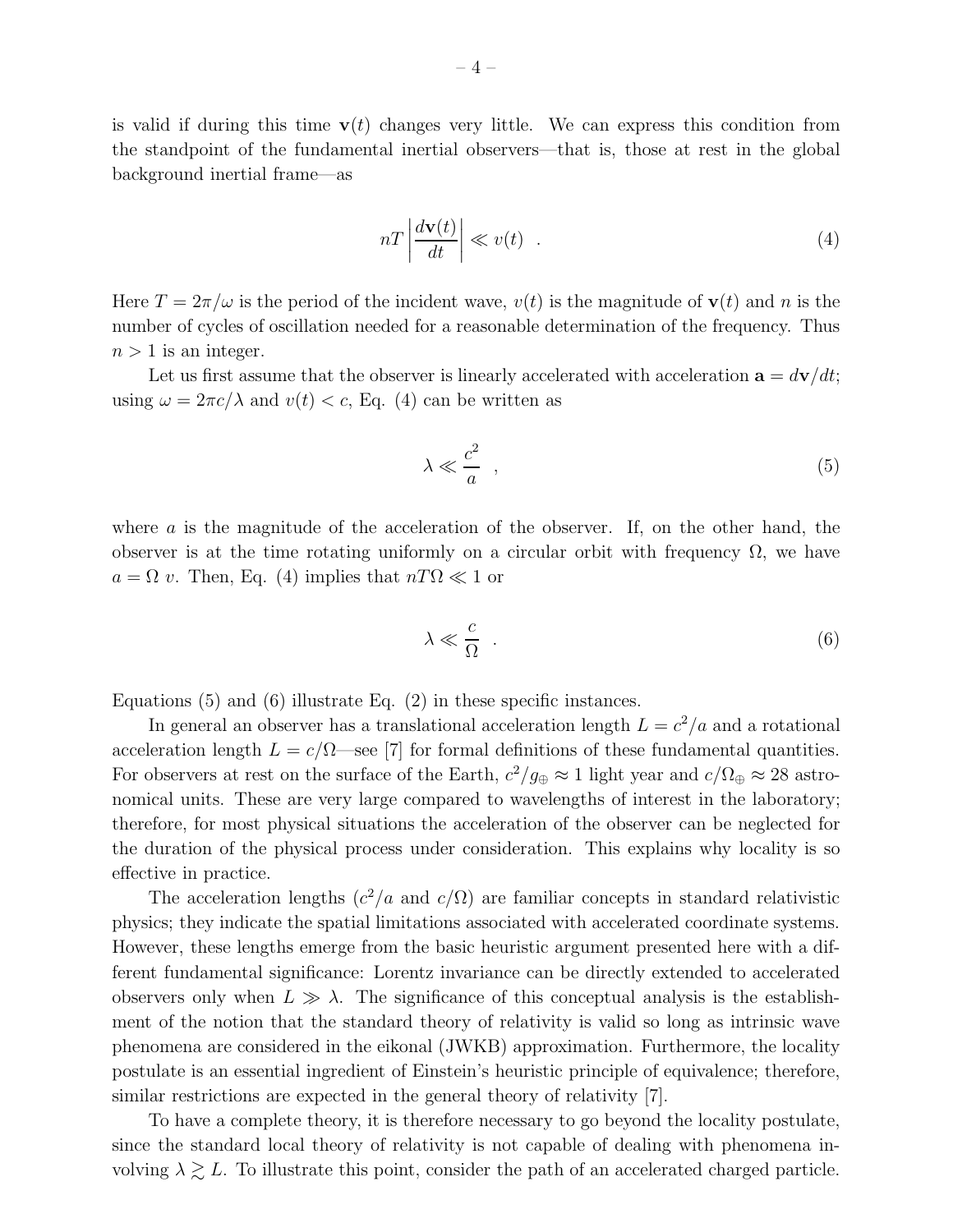is valid if during this time $\mathbf{v}(t)$ changes very little. We can express this condition from the standpoint of the fundamental inertial observers—that is, those at rest in the global background inertial frame—as

$$nT \left| \frac{d\mathbf{v}(t)}{dt} \right| \ll v(t) \quad . \tag{4}$$

Here $T = 2\pi/\omega$ is the period of the incident wave, $v(t)$ is the magnitude of $\mathbf{v}(t)$ and $n$ is the number of cycles of oscillation needed for a reasonable determination of the frequency. Thus $n > 1$ is an integer.

Let us first assume that the observer is linearly accelerated with acceleration $\mathbf{a} = d\mathbf{v}/dt$; using $\omega = 2\pi c/\lambda$ and $v(t) < c$, Eq. (4) can be written as

$$\lambda \ll \frac{c^2}{a} \quad , \tag{5}$$

where $a$ is the magnitude of the acceleration of the observer. If, on the other hand, the observer is at the time rotating uniformly on a circular orbit with frequency $\Omega$, we have $a = \Omega\, v$. Then, Eq. (4) implies that $nT\Omega \ll 1$ or

$$\lambda \ll \frac{c}{\Omega} \quad . \tag{6}$$

Equations (5) and (6) illustrate Eq. (2) in these specific instances.

In general an observer has a translational acceleration length $L = c^2/a$ and a rotational acceleration length $L = c/\Omega$—see [7] for formal definitions of these fundamental quantities. For observers at rest on the surface of the Earth, $c^2/g_\oplus \approx 1$ light year and $c/\Omega_\oplus \approx 28$ astronomical units. These are very large compared to wavelengths of interest in the laboratory; therefore, for most physical situations the acceleration of the observer can be neglected for the duration of the physical process under consideration. This explains why locality is so effective in practice.

The acceleration lengths ($c^2/a$ and $c/\Omega$) are familiar concepts in standard relativistic physics; they indicate the spatial limitations associated with accelerated coordinate systems. However, these lengths emerge from the basic heuristic argument presented here with a different fundamental significance: Lorentz invariance can be directly extended to accelerated observers only when $L \gg \lambda$. The significance of this conceptual analysis is the establishment of the notion that the standard theory of relativity is valid so long as intrinsic wave phenomena are considered in the eikonal (JWKB) approximation. Furthermore, the locality postulate is an essential ingredient of Einstein's heuristic principle of equivalence; therefore, similar restrictions are expected in the general theory of relativity [7].

To have a complete theory, it is therefore necessary to go beyond the locality postulate, since the standard local theory of relativity is not capable of dealing with phenomena involving $\lambda \gtrsim L$. To illustrate this point, consider the path of an accelerated charged particle.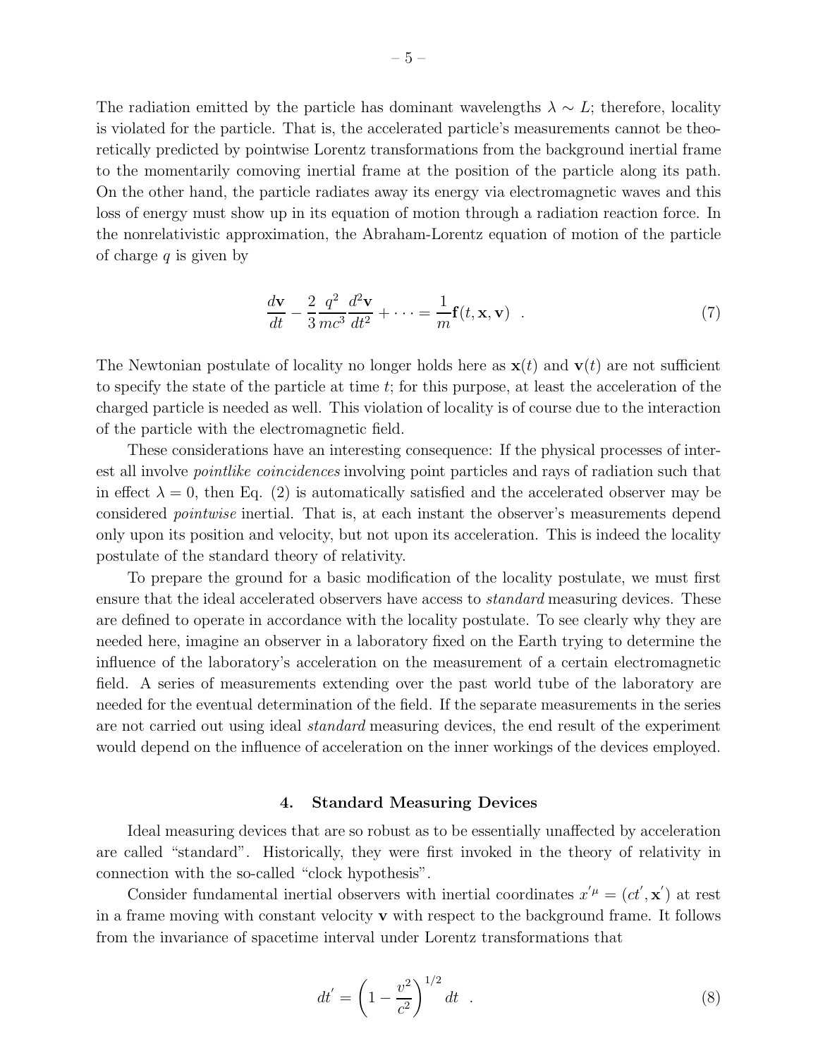The radiation emitted by the particle has dominant wavelengths $\lambda \sim L$; therefore, locality is violated for the particle. That is, the accelerated particle's measurements cannot be theoretically predicted by pointwise Lorentz transformations from the background inertial frame to the momentarily comoving inertial frame at the position of the particle along its path. On the other hand, the particle radiates away its energy via electromagnetic waves and this loss of energy must show up in its equation of motion through a radiation reaction force. In the nonrelativistic approximation, the Abraham-Lorentz equation of motion of the particle of charge $q$ is given by

$$\frac{d\mathbf{v}}{dt} - \frac{2}{3}\frac{q^2}{mc^3}\frac{d^2\mathbf{v}}{dt^2} + \cdots = \frac{1}{m}\mathbf{f}(t, \mathbf{x}, \mathbf{v}) \quad . \tag{7}$$

The Newtonian postulate of locality no longer holds here as $\mathbf{x}(t)$ and $\mathbf{v}(t)$ are not sufficient to specify the state of the particle at time $t$; for this purpose, at least the acceleration of the charged particle is needed as well. This violation of locality is of course due to the interaction of the particle with the electromagnetic field.

These considerations have an interesting consequence: If the physical processes of interest all involve *pointlike coincidences* involving point particles and rays of radiation such that in effect $\lambda = 0$, then Eq. (2) is automatically satisfied and the accelerated observer may be considered *pointwise* inertial. That is, at each instant the observer's measurements depend only upon its position and velocity, but not upon its acceleration. This is indeed the locality postulate of the standard theory of relativity.

To prepare the ground for a basic modification of the locality postulate, we must first ensure that the ideal accelerated observers have access to *standard* measuring devices. These are defined to operate in accordance with the locality postulate. To see clearly why they are needed here, imagine an observer in a laboratory fixed on the Earth trying to determine the influence of the laboratory's acceleration on the measurement of a certain electromagnetic field. A series of measurements extending over the past world tube of the laboratory are needed for the eventual determination of the field. If the separate measurements in the series are not carried out using ideal *standard* measuring devices, the end result of the experiment would depend on the influence of acceleration on the inner workings of the devices employed.

## 4. Standard Measuring Devices

Ideal measuring devices that are so robust as to be essentially unaffected by acceleration are called "standard". Historically, they were first invoked in the theory of relativity in connection with the so-called "clock hypothesis".

Consider fundamental inertial observers with inertial coordinates $x'^{\mu} = (ct', \mathbf{x}')$ at rest in a frame moving with constant velocity $\mathbf{v}$ with respect to the background frame. It follows from the invariance of spacetime interval under Lorentz transformations that

$$dt' = \left(1 - \frac{v^2}{c^2}\right)^{1/2} dt \quad . \tag{8}$$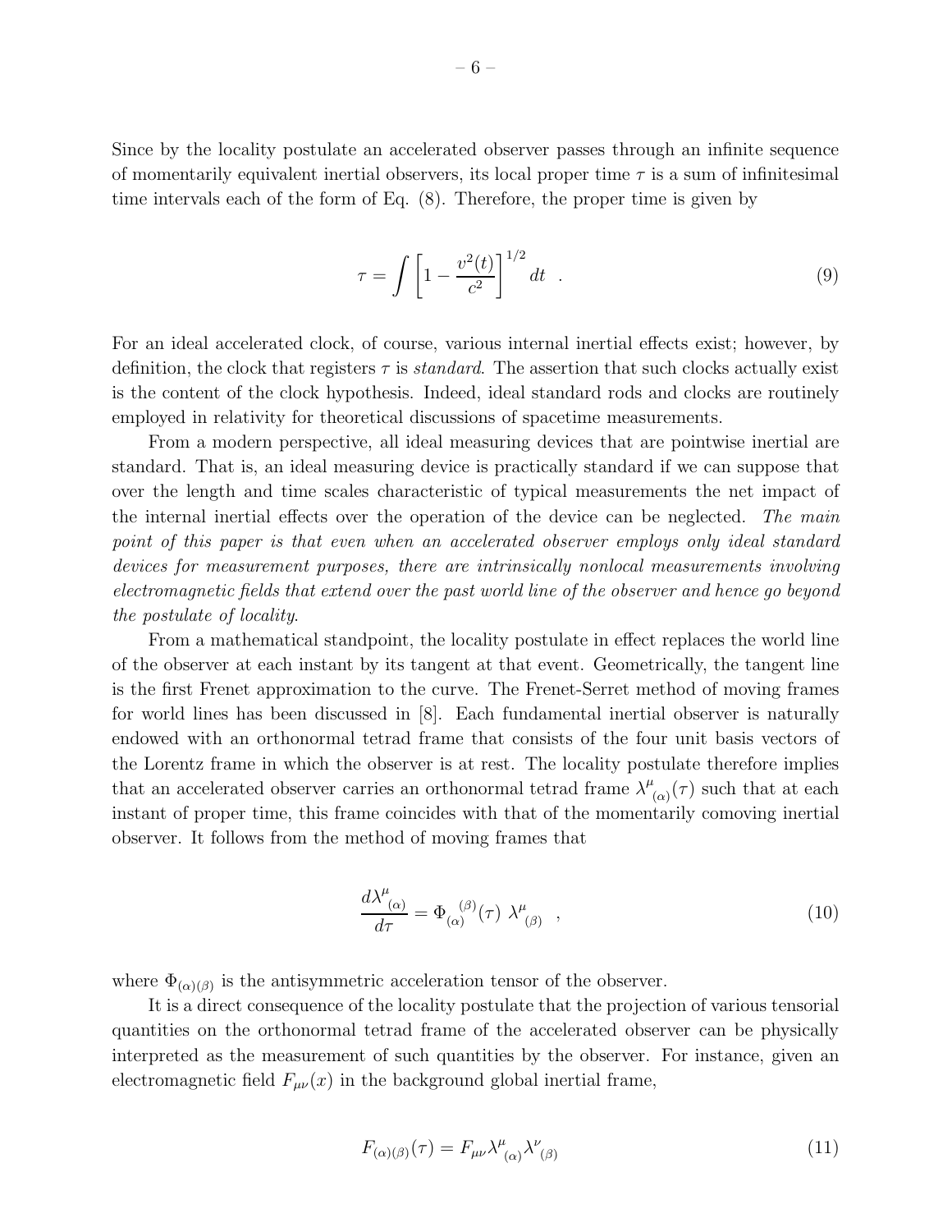Since by the locality postulate an accelerated observer passes through an infinite sequence of momentarily equivalent inertial observers, its local proper time $\tau$ is a sum of infinitesimal time intervals each of the form of Eq. (8). Therefore, the proper time is given by

$$\tau = \int \left[1 - \frac{v^2(t)}{c^2}\right]^{1/2} dt \quad . \tag{9}$$

For an ideal accelerated clock, of course, various internal inertial effects exist; however, by definition, the clock that registers $\tau$ is *standard*. The assertion that such clocks actually exist is the content of the clock hypothesis. Indeed, ideal standard rods and clocks are routinely employed in relativity for theoretical discussions of spacetime measurements.

From a modern perspective, all ideal measuring devices that are pointwise inertial are standard. That is, an ideal measuring device is practically standard if we can suppose that over the length and time scales characteristic of typical measurements the net impact of the internal inertial effects over the operation of the device can be neglected. *The main point of this paper is that even when an accelerated observer employs only ideal standard devices for measurement purposes, there are intrinsically nonlocal measurements involving electromagnetic fields that extend over the past world line of the observer and hence go beyond the postulate of locality.*

From a mathematical standpoint, the locality postulate in effect replaces the world line of the observer at each instant by its tangent at that event. Geometrically, the tangent line is the first Frenet approximation to the curve. The Frenet-Serret method of moving frames for world lines has been discussed in [8]. Each fundamental inertial observer is naturally endowed with an orthonormal tetrad frame that consists of the four unit basis vectors of the Lorentz frame in which the observer is at rest. The locality postulate therefore implies that an accelerated observer carries an orthonormal tetrad frame $\lambda^{\mu}{}_{(\alpha)}(\tau)$ such that at each instant of proper time, this frame coincides with that of the momentarily comoving inertial observer. It follows from the method of moving frames that

$$\frac{d\lambda^{\mu}{}_{(\alpha)}}{d\tau} = \Phi_{(\alpha)}{}^{(\beta)}(\tau)\ \lambda^{\mu}{}_{(\beta)} \quad , \tag{10}$$

where $\Phi_{(\alpha)(\beta)}$ is the antisymmetric acceleration tensor of the observer.

It is a direct consequence of the locality postulate that the projection of various tensorial quantities on the orthonormal tetrad frame of the accelerated observer can be physically interpreted as the measurement of such quantities by the observer. For instance, given an electromagnetic field $F_{\mu\nu}(x)$ in the background global inertial frame,

$$F_{(\alpha)(\beta)}(\tau) = F_{\mu\nu}\lambda^{\mu}{}_{(\alpha)}\lambda^{\nu}{}_{(\beta)} \tag{11}$$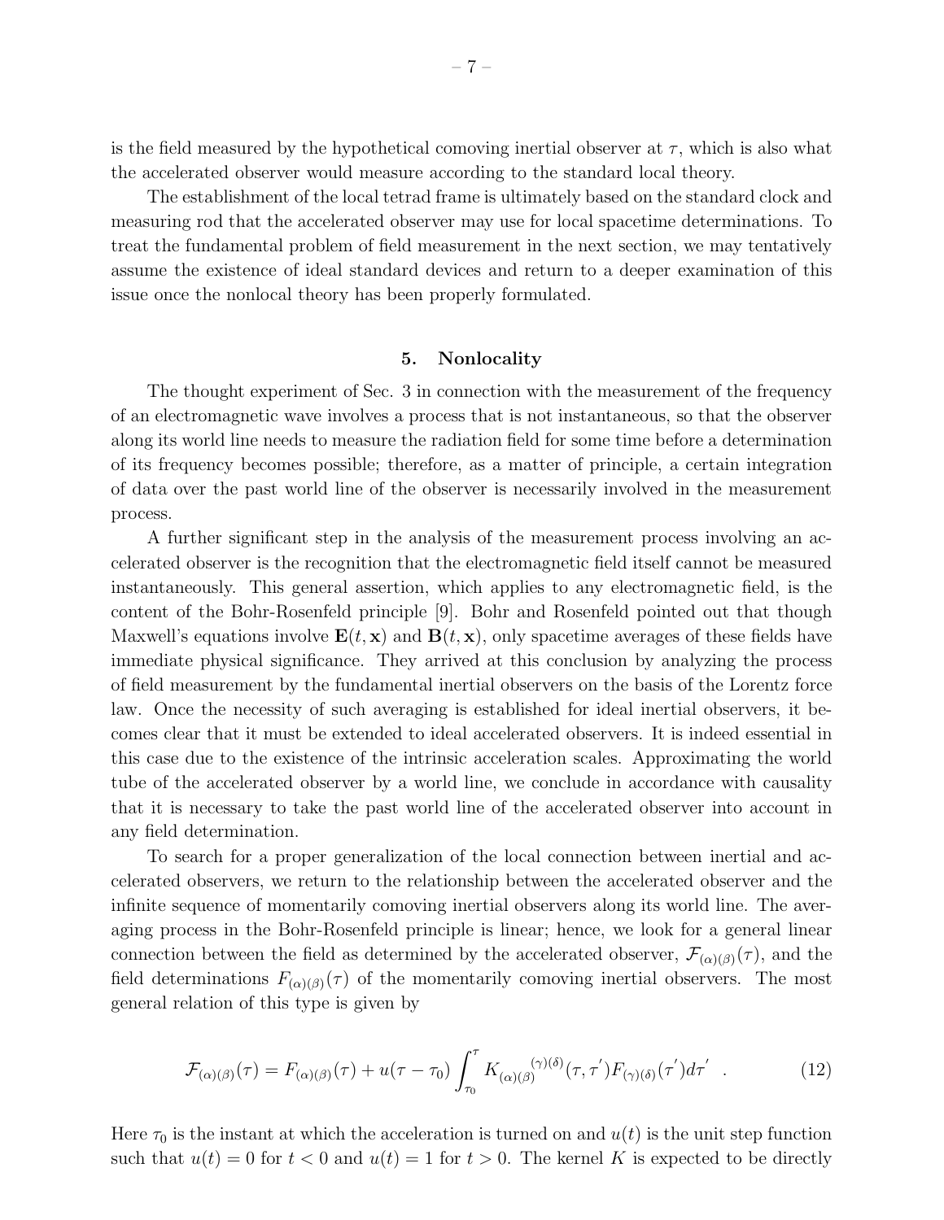is the field measured by the hypothetical comoving inertial observer at $\tau$, which is also what the accelerated observer would measure according to the standard local theory.

The establishment of the local tetrad frame is ultimately based on the standard clock and measuring rod that the accelerated observer may use for local spacetime determinations. To treat the fundamental problem of field measurement in the next section, we may tentatively assume the existence of ideal standard devices and return to a deeper examination of this issue once the nonlocal theory has been properly formulated.

## 5. Nonlocality

The thought experiment of Sec. 3 in connection with the measurement of the frequency of an electromagnetic wave involves a process that is not instantaneous, so that the observer along its world line needs to measure the radiation field for some time before a determination of its frequency becomes possible; therefore, as a matter of principle, a certain integration of data over the past world line of the observer is necessarily involved in the measurement process.

A further significant step in the analysis of the measurement process involving an accelerated observer is the recognition that the electromagnetic field itself cannot be measured instantaneously. This general assertion, which applies to any electromagnetic field, is the content of the Bohr-Rosenfeld principle [9]. Bohr and Rosenfeld pointed out that though Maxwell's equations involve $\mathbf{E}(t, \mathbf{x})$ and $\mathbf{B}(t, \mathbf{x})$, only spacetime averages of these fields have immediate physical significance. They arrived at this conclusion by analyzing the process of field measurement by the fundamental inertial observers on the basis of the Lorentz force law. Once the necessity of such averaging is established for ideal inertial observers, it becomes clear that it must be extended to ideal accelerated observers. It is indeed essential in this case due to the existence of the intrinsic acceleration scales. Approximating the world tube of the accelerated observer by a world line, we conclude in accordance with causality that it is necessary to take the past world line of the accelerated observer into account in any field determination.

To search for a proper generalization of the local connection between inertial and accelerated observers, we return to the relationship between the accelerated observer and the infinite sequence of momentarily comoving inertial observers along its world line. The averaging process in the Bohr-Rosenfeld principle is linear; hence, we look for a general linear connection between the field as determined by the accelerated observer, $\mathcal{F}_{(\alpha)(\beta)}(\tau)$, and the field determinations $F_{(\alpha)(\beta)}(\tau)$ of the momentarily comoving inertial observers. The most general relation of this type is given by

$$\mathcal{F}_{(\alpha)(\beta)}(\tau) = F_{(\alpha)(\beta)}(\tau) + u(\tau - \tau_0) \int_{\tau_0}^{\tau} K_{(\alpha)(\beta)}{}^{(\gamma)(\delta)}(\tau, \tau') F_{(\gamma)(\delta)}(\tau') d\tau' \quad . \tag{12}$$

Here $\tau_0$ is the instant at which the acceleration is turned on and $u(t)$ is the unit step function such that $u(t) = 0$ for $t < 0$ and $u(t) = 1$ for $t > 0$. The kernel $K$ is expected to be directly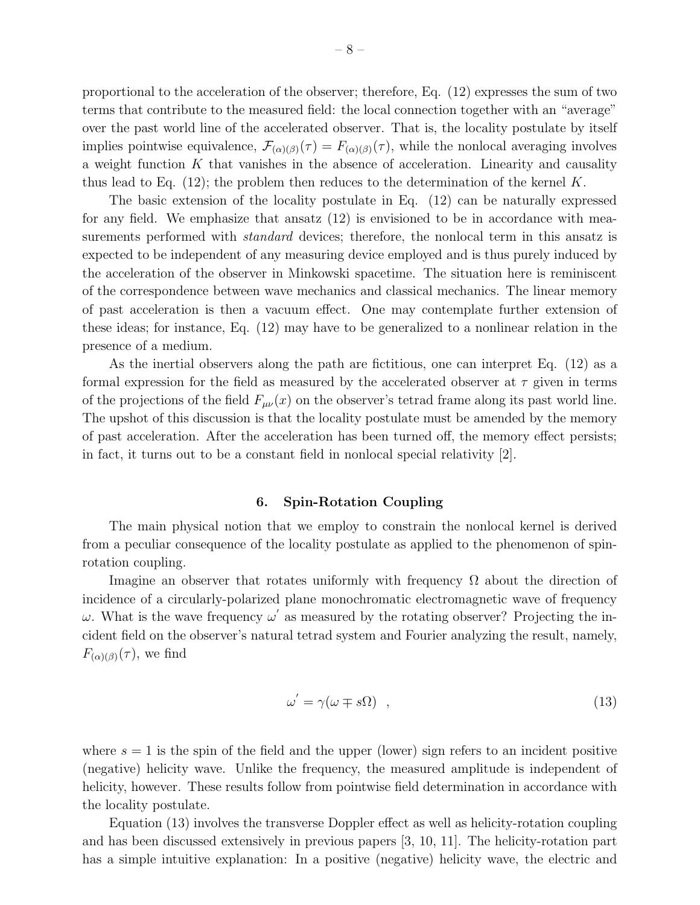proportional to the acceleration of the observer; therefore, Eq. (12) expresses the sum of two terms that contribute to the measured field: the local connection together with an "average" over the past world line of the accelerated observer. That is, the locality postulate by itself implies pointwise equivalence, $\mathcal{F}_{(\alpha)(\beta)}(\tau) = F_{(\alpha)(\beta)}(\tau)$, while the nonlocal averaging involves a weight function $K$ that vanishes in the absence of acceleration. Linearity and causality thus lead to Eq. (12); the problem then reduces to the determination of the kernel $K$.

The basic extension of the locality postulate in Eq. (12) can be naturally expressed for any field. We emphasize that ansatz (12) is envisioned to be in accordance with measurements performed with *standard* devices; therefore, the nonlocal term in this ansatz is expected to be independent of any measuring device employed and is thus purely induced by the acceleration of the observer in Minkowski spacetime. The situation here is reminiscent of the correspondence between wave mechanics and classical mechanics. The linear memory of past acceleration is then a vacuum effect. One may contemplate further extension of these ideas; for instance, Eq. (12) may have to be generalized to a nonlinear relation in the presence of a medium.

As the inertial observers along the path are fictitious, one can interpret Eq. (12) as a formal expression for the field as measured by the accelerated observer at $\tau$ given in terms of the projections of the field $F_{\mu\nu}(x)$ on the observer's tetrad frame along its past world line. The upshot of this discussion is that the locality postulate must be amended by the memory of past acceleration. After the acceleration has been turned off, the memory effect persists; in fact, it turns out to be a constant field in nonlocal special relativity [2].

## 6. Spin-Rotation Coupling

The main physical notion that we employ to constrain the nonlocal kernel is derived from a peculiar consequence of the locality postulate as applied to the phenomenon of spin-rotation coupling.

Imagine an observer that rotates uniformly with frequency $\Omega$ about the direction of incidence of a circularly-polarized plane monochromatic electromagnetic wave of frequency $\omega$. What is the wave frequency $\omega'$ as measured by the rotating observer? Projecting the incident field on the observer's natural tetrad system and Fourier analyzing the result, namely, $F_{(\alpha)(\beta)}(\tau)$, we find

$$\omega' = \gamma(\omega \mp s\Omega) \quad , \tag{13}$$

where $s = 1$ is the spin of the field and the upper (lower) sign refers to an incident positive (negative) helicity wave. Unlike the frequency, the measured amplitude is independent of helicity, however. These results follow from pointwise field determination in accordance with the locality postulate.

Equation (13) involves the transverse Doppler effect as well as helicity-rotation coupling and has been discussed extensively in previous papers [3, 10, 11]. The helicity-rotation part has a simple intuitive explanation: In a positive (negative) helicity wave, the electric and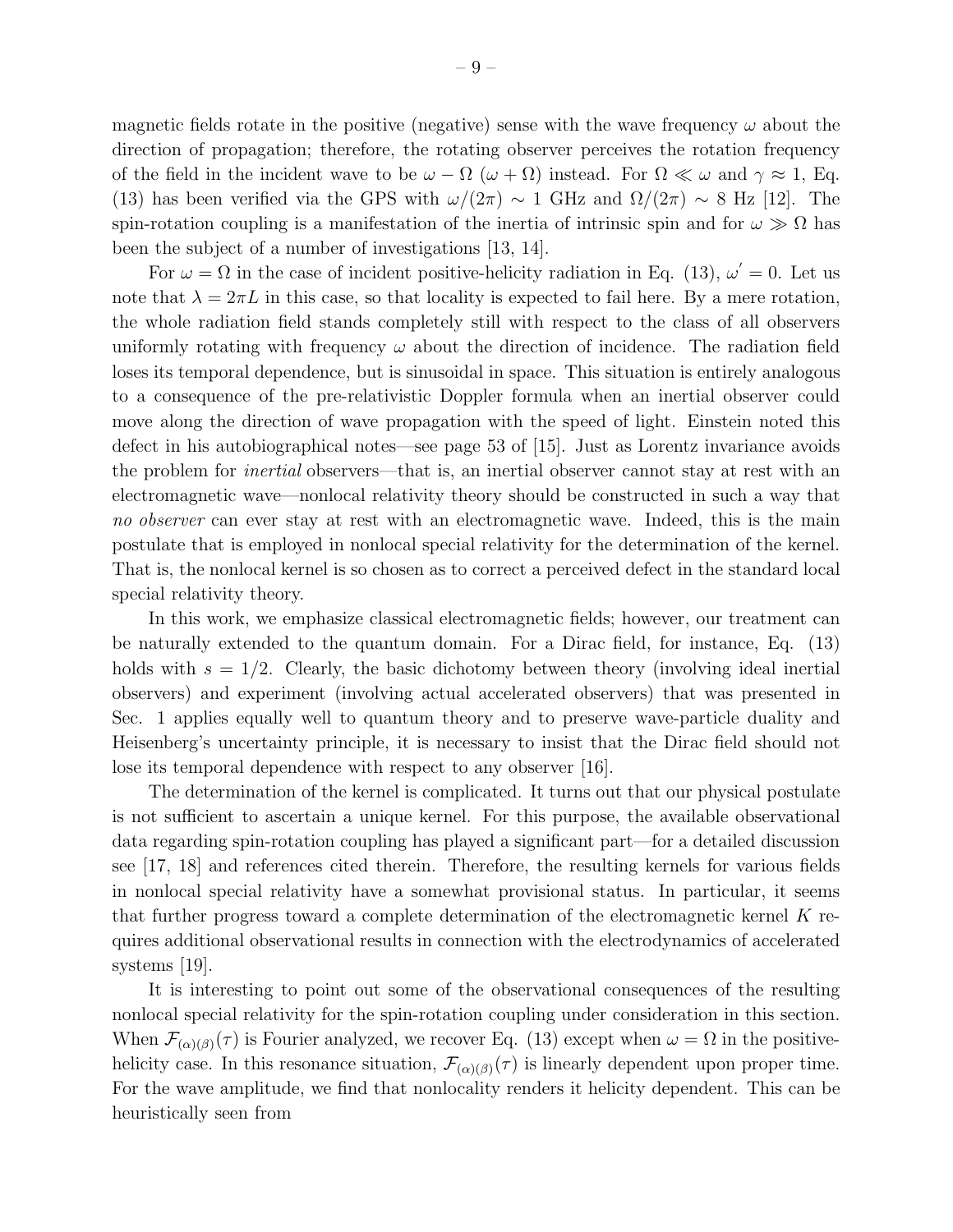magnetic fields rotate in the positive (negative) sense with the wave frequency $\omega$ about the direction of propagation; therefore, the rotating observer perceives the rotation frequency of the field in the incident wave to be $\omega - \Omega$ ($\omega + \Omega$) instead. For $\Omega \ll \omega$ and $\gamma \approx 1$, Eq. (13) has been verified via the GPS with $\omega/(2\pi) \sim 1$ GHz and $\Omega/(2\pi) \sim 8$ Hz [12]. The spin-rotation coupling is a manifestation of the inertia of intrinsic spin and for $\omega \gg \Omega$ has been the subject of a number of investigations [13, 14].

For $\omega = \Omega$ in the case of incident positive-helicity radiation in Eq. (13), $\omega' = 0$. Let us note that $\lambda = 2\pi L$ in this case, so that locality is expected to fail here. By a mere rotation, the whole radiation field stands completely still with respect to the class of all observers uniformly rotating with frequency $\omega$ about the direction of incidence. The radiation field loses its temporal dependence, but is sinusoidal in space. This situation is entirely analogous to a consequence of the pre-relativistic Doppler formula when an inertial observer could move along the direction of wave propagation with the speed of light. Einstein noted this defect in his autobiographical notes—see page 53 of [15]. Just as Lorentz invariance avoids the problem for *inertial* observers—that is, an inertial observer cannot stay at rest with an electromagnetic wave—nonlocal relativity theory should be constructed in such a way that *no observer* can ever stay at rest with an electromagnetic wave. Indeed, this is the main postulate that is employed in nonlocal special relativity for the determination of the kernel. That is, the nonlocal kernel is so chosen as to correct a perceived defect in the standard local special relativity theory.

In this work, we emphasize classical electromagnetic fields; however, our treatment can be naturally extended to the quantum domain. For a Dirac field, for instance, Eq. (13) holds with $s = 1/2$. Clearly, the basic dichotomy between theory (involving ideal inertial observers) and experiment (involving actual accelerated observers) that was presented in Sec. 1 applies equally well to quantum theory and to preserve wave-particle duality and Heisenberg's uncertainty principle, it is necessary to insist that the Dirac field should not lose its temporal dependence with respect to any observer [16].

The determination of the kernel is complicated. It turns out that our physical postulate is not sufficient to ascertain a unique kernel. For this purpose, the available observational data regarding spin-rotation coupling has played a significant part—for a detailed discussion see [17, 18] and references cited therein. Therefore, the resulting kernels for various fields in nonlocal special relativity have a somewhat provisional status. In particular, it seems that further progress toward a complete determination of the electromagnetic kernel $K$ requires additional observational results in connection with the electrodynamics of accelerated systems [19].

It is interesting to point out some of the observational consequences of the resulting nonlocal special relativity for the spin-rotation coupling under consideration in this section. When $\mathcal{F}_{(\alpha)(\beta)}(\tau)$ is Fourier analyzed, we recover Eq. (13) except when $\omega = \Omega$ in the positive-helicity case. In this resonance situation, $\mathcal{F}_{(\alpha)(\beta)}(\tau)$ is linearly dependent upon proper time. For the wave amplitude, we find that nonlocality renders it helicity dependent. This can be heuristically seen from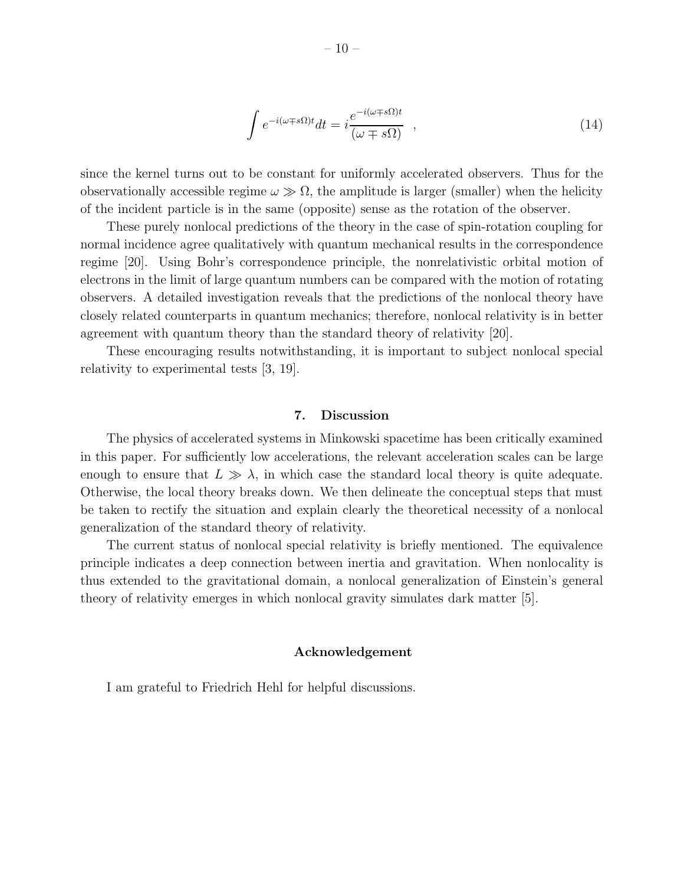$$\int e^{-i(\omega \mp s\Omega)t} dt = i \frac{e^{-i(\omega \mp s\Omega)t}}{(\omega \mp s\Omega)} \quad , \tag{14}$$

since the kernel turns out to be constant for uniformly accelerated observers. Thus for the observationally accessible regime $\omega \gg \Omega$, the amplitude is larger (smaller) when the helicity of the incident particle is in the same (opposite) sense as the rotation of the observer.

These purely nonlocal predictions of the theory in the case of spin-rotation coupling for normal incidence agree qualitatively with quantum mechanical results in the correspondence regime [20]. Using Bohr's correspondence principle, the nonrelativistic orbital motion of electrons in the limit of large quantum numbers can be compared with the motion of rotating observers. A detailed investigation reveals that the predictions of the nonlocal theory have closely related counterparts in quantum mechanics; therefore, nonlocal relativity is in better agreement with quantum theory than the standard theory of relativity [20].

These encouraging results notwithstanding, it is important to subject nonlocal special relativity to experimental tests [3, 19].

## 7. Discussion

The physics of accelerated systems in Minkowski spacetime has been critically examined in this paper. For sufficiently low accelerations, the relevant acceleration scales can be large enough to ensure that $L \gg \lambda$, in which case the standard local theory is quite adequate. Otherwise, the local theory breaks down. We then delineate the conceptual steps that must be taken to rectify the situation and explain clearly the theoretical necessity of a nonlocal generalization of the standard theory of relativity.

The current status of nonlocal special relativity is briefly mentioned. The equivalence principle indicates a deep connection between inertia and gravitation. When nonlocality is thus extended to the gravitational domain, a nonlocal generalization of Einstein's general theory of relativity emerges in which nonlocal gravity simulates dark matter [5].

## Acknowledgement

I am grateful to Friedrich Hehl for helpful discussions.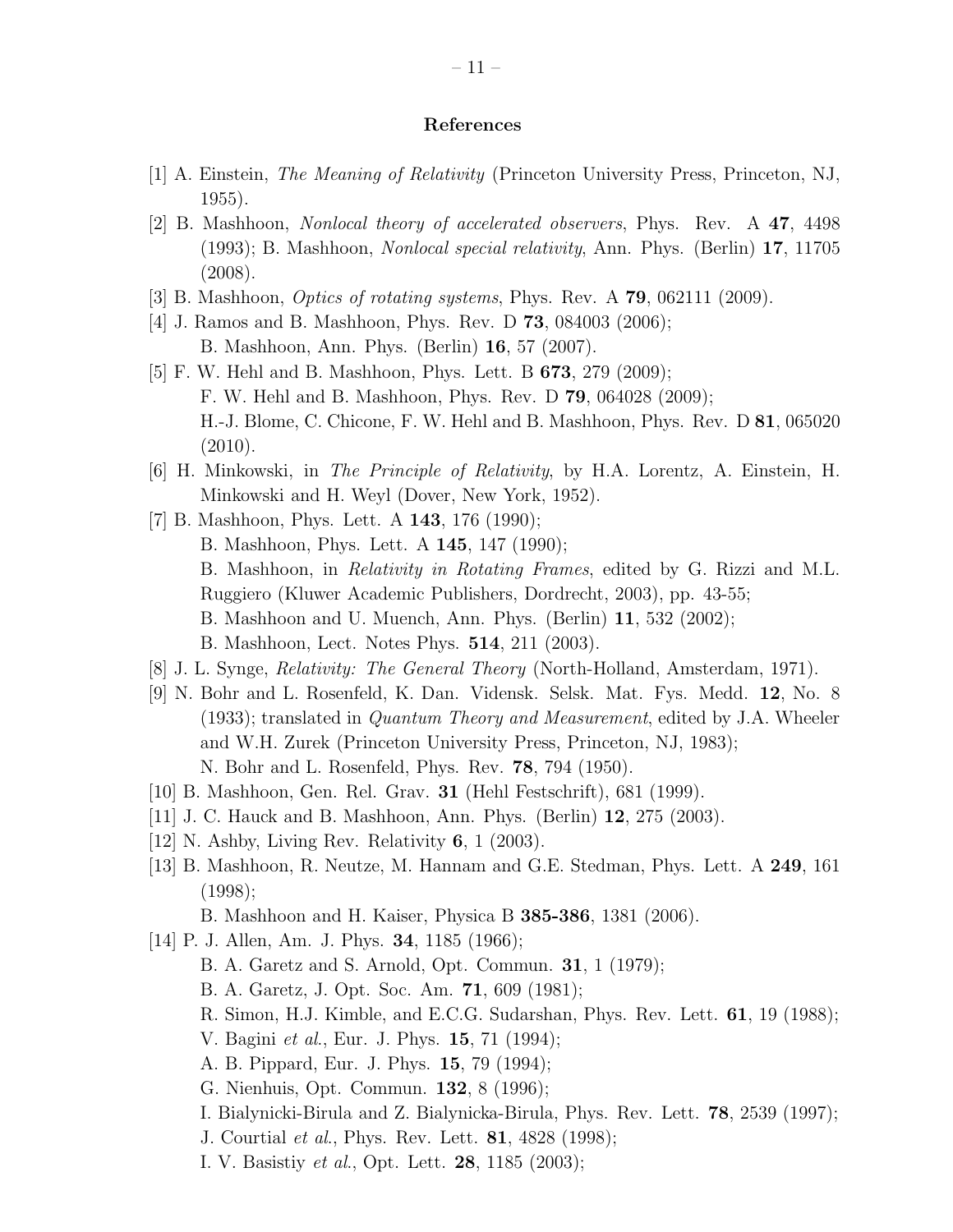## References

[1] A. Einstein, *The Meaning of Relativity* (Princeton University Press, Princeton, NJ, 1955).

[2] B. Mashhoon, *Nonlocal theory of accelerated observers*, Phys. Rev. A **47**, 4498 (1993); B. Mashhoon, *Nonlocal special relativity*, Ann. Phys. (Berlin) **17**, 11705 (2008).

[3] B. Mashhoon, *Optics of rotating systems*, Phys. Rev. A **79**, 062111 (2009).

[4] J. Ramos and B. Mashhoon, Phys. Rev. D **73**, 084003 (2006);
B. Mashhoon, Ann. Phys. (Berlin) **16**, 57 (2007).

[5] F. W. Hehl and B. Mashhoon, Phys. Lett. B **673**, 279 (2009);
F. W. Hehl and B. Mashhoon, Phys. Rev. D **79**, 064028 (2009);
H.-J. Blome, C. Chicone, F. W. Hehl and B. Mashhoon, Phys. Rev. D **81**, 065020 (2010).

[6] H. Minkowski, in *The Principle of Relativity*, by H.A. Lorentz, A. Einstein, H. Minkowski and H. Weyl (Dover, New York, 1952).

[7] B. Mashhoon, Phys. Lett. A **143**, 176 (1990);
B. Mashhoon, Phys. Lett. A **145**, 147 (1990);
B. Mashhoon, in *Relativity in Rotating Frames*, edited by G. Rizzi and M.L. Ruggiero (Kluwer Academic Publishers, Dordrecht, 2003), pp. 43-55;
B. Mashhoon and U. Muench, Ann. Phys. (Berlin) **11**, 532 (2002);
B. Mashhoon, Lect. Notes Phys. **514**, 211 (2003).

[8] J. L. Synge, *Relativity: The General Theory* (North-Holland, Amsterdam, 1971).

[9] N. Bohr and L. Rosenfeld, K. Dan. Vidensk. Selsk. Mat. Fys. Medd. **12**, No. 8 (1933); translated in *Quantum Theory and Measurement*, edited by J.A. Wheeler and W.H. Zurek (Princeton University Press, Princeton, NJ, 1983);
N. Bohr and L. Rosenfeld, Phys. Rev. **78**, 794 (1950).

[10] B. Mashhoon, Gen. Rel. Grav. **31** (Hehl Festschrift), 681 (1999).

[11] J. C. Hauck and B. Mashhoon, Ann. Phys. (Berlin) **12**, 275 (2003).

[12] N. Ashby, Living Rev. Relativity **6**, 1 (2003).

[13] B. Mashhoon, R. Neutze, M. Hannam and G.E. Stedman, Phys. Lett. A **249**, 161 (1998);
B. Mashhoon and H. Kaiser, Physica B **385-386**, 1381 (2006).

[14] P. J. Allen, Am. J. Phys. **34**, 1185 (1966);
B. A. Garetz and S. Arnold, Opt. Commun. **31**, 1 (1979);
B. A. Garetz, J. Opt. Soc. Am. **71**, 609 (1981);
R. Simon, H.J. Kimble, and E.C.G. Sudarshan, Phys. Rev. Lett. **61**, 19 (1988);
V. Bagini *et al.*, Eur. J. Phys. **15**, 71 (1994);
A. B. Pippard, Eur. J. Phys. **15**, 79 (1994);
G. Nienhuis, Opt. Commun. **132**, 8 (1996);
I. Bialynicki-Birula and Z. Bialynicka-Birula, Phys. Rev. Lett. **78**, 2539 (1997);
J. Courtial *et al.*, Phys. Rev. Lett. **81**, 4828 (1998);
I. V. Basistiy *et al.*, Opt. Lett. **28**, 1185 (2003);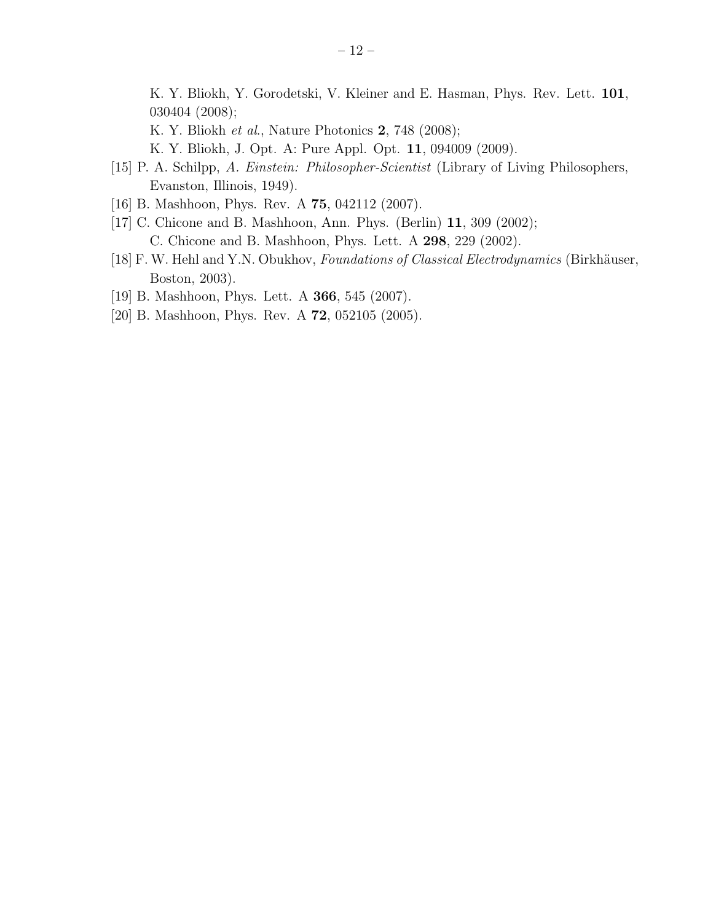K. Y. Bliokh, Y. Gorodetski, V. Kleiner and E. Hasman, Phys. Rev. Lett. **101**, 030404 (2008);

K. Y. Bliokh *et al.*, Nature Photonics **2**, 748 (2008);

K. Y. Bliokh, J. Opt. A: Pure Appl. Opt. **11**, 094009 (2009).

[15] P. A. Schilpp, *A. Einstein: Philosopher-Scientist* (Library of Living Philosophers, Evanston, Illinois, 1949).

[16] B. Mashhoon, Phys. Rev. A **75**, 042112 (2007).

[17] C. Chicone and B. Mashhoon, Ann. Phys. (Berlin) **11**, 309 (2002);
C. Chicone and B. Mashhoon, Phys. Lett. A **298**, 229 (2002).

[18] F. W. Hehl and Y.N. Obukhov, *Foundations of Classical Electrodynamics* (Birkhäuser, Boston, 2003).

[19] B. Mashhoon, Phys. Lett. A **366**, 545 (2007).

[20] B. Mashhoon, Phys. Rev. A **72**, 052105 (2005).